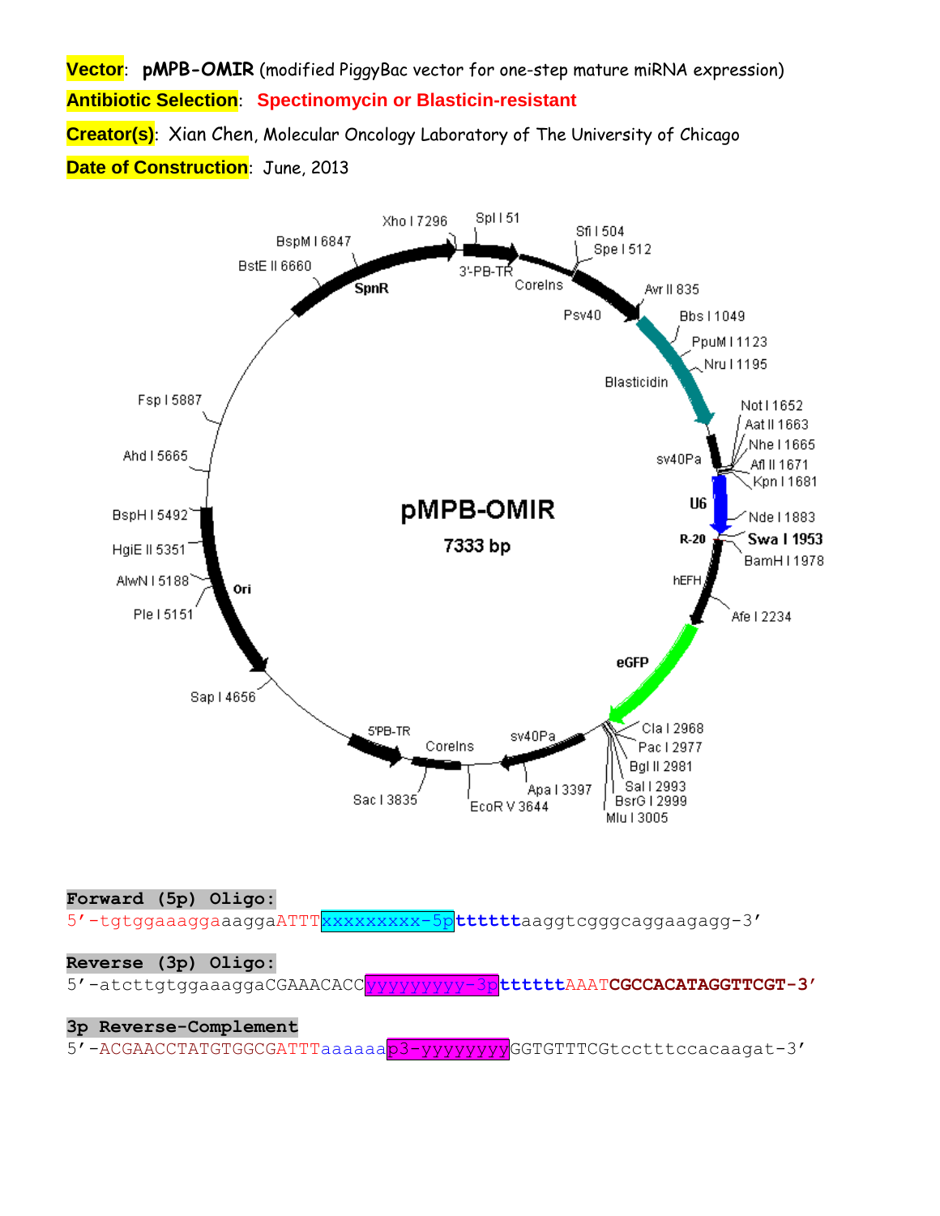**Vector**: **pMPB-OMIR** (modified PiggyBac vector for one-step mature miRNA expression)

**Antibiotic Selection**: **Spectinomycin or Blasticin-resistant**

**Creator(s)**: Xian Chen, Molecular Oncology Laboratory of The University of Chicago

**Date of Construction**: June, 2013

pMPB-OMIR

7333 bp

Xho I 7296, Spl I 51, Sfi I 504, Spe I 512, BspM I 6847, BstE II 6660, 3'-PB-TR, CoreIns, SpnR, Psv40, Avr II 835, Bbs I 1049, PpuM I 1123, Nru I 1195, Blasticidin, Fsp I 5887, Not I 1652, Aat II 1663, Nhe I 1665, Afl II 1671, Kpn I 1681, sv40Pa, Ahd I 5665, U6, Nde I 1883, BspH I 5492, R-20, **Swa I 1953**, BamH I 1978, HgiE II 5351, hEFH, AlwN I 5188, Ori, Afe I 2234, Ple I 5151, eGFP, Sap I 4656, Cla I 2968, Pac I 2977, Bgl II 2981, 5'PB-TR, sv40Pa, CoreIns, Sal I 2993, BsrG I 2999, Mlu I 3005, Apa I 3397, Sac I 3835, EcoR V 3644

**Forward (5p) Oligo:**

5'-tgtggaaaggaaaggaATTTxxxxxxxxx-5p**tttttt**aaggtcgggcaggaagagg-3'

**Reverse (3p) Oligo:**

5'-atcttgtggaaaggaCGAAACACCyyyyyyyyy-3p**tttttt**AAAT**CGCCACATAGGTTCGT-3'**

**3p Reverse-Complement**

5'-ACGAACCTATGTGGCGATTTaaaaaap3-yyyyyyyyGGTGTTTCGtcctttccacaagat-3'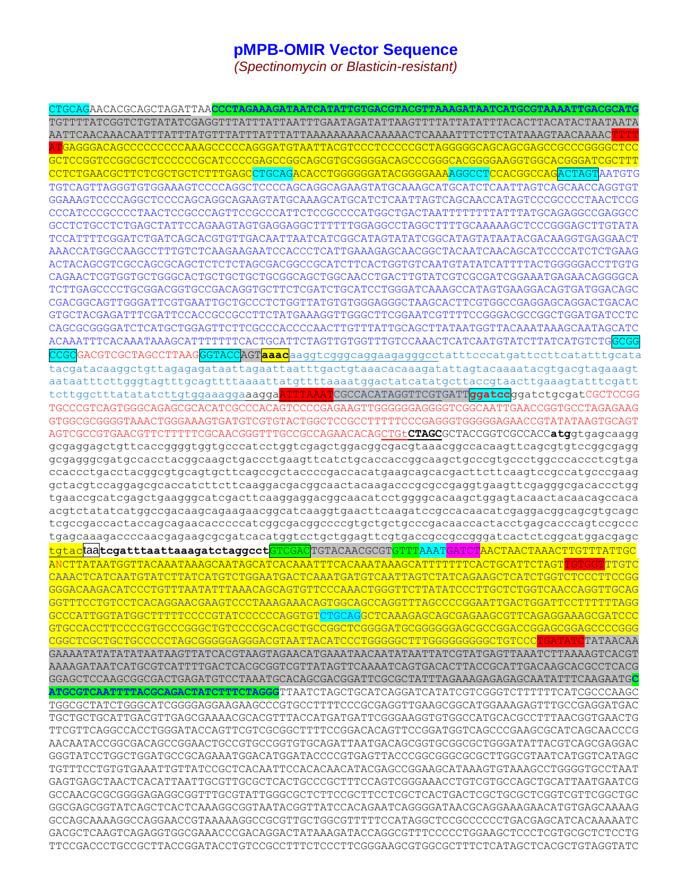# pMPB-OMIR Vector Sequence

*(Spectinomycin or Blasticin-resistant)*

```
CTGCAGAACACGCAGCTAGATTAACCCTAGAAAGATAATCATATTGTGACGTACGTTAAAGATAATCATGCGTAAAATTGACGCATG
TGTTTTATCGGTCTGTATATCGAGGTTTATTTATTAATTTGAATAGATATTAAGTTTTATTATATTTACACTTACATACTAATAATA
AATTCAACAAACAATTTATTTATGTTTATTTATTTATTAAAAAAAAACAAAAACTCAAAATTTCTTCTATAAAGTAACAAAACTTTT
ATGAGGGACAGCCCCCCCCCAAAGCCCCCAGGGATGTAATTACGTCCCTCCCCCGCTAGGGGGCAGCAGCGAGCCGCCCGGGGCTCC
GCTCCGGTCCGGCGCTCCCCCCGCATCCCCGAGCCGGCAGCGTGCGGGGACAGCCCGGGCACGGGGAAGGTGGCACGGGATCGCTTT
CCTCTGAACGCTTCTCGCTGCTCTTTGAGCCTGCAGACACCTGGGGGGATACGGGGAAAAGGCCTCCACGGCCAGACTAGTAATGTG
TGTCAGTTAGGGTGTGGAAAGTCCCCAGGCTCCCCAGCAGGCAGAAGTATGCAAAGCATGCATCTCAATTAGTCAGCAACCAGGTGT
GGAAAGTCCCCAGGCTCCCCAGCAGGCAGAAGTATGCAAAGCATGCATCTCAATTAGTCAGCAACCATAGTCCCGCCCCTAACTCCG
CCCATCCCGCCCCTAACTCCGCCCAGTTCCGCCCATTCTCCGCCCCATGGCTGACTAATTTTTTTTATTTATGCAGAGGCCGAGGCC
GCCTCTGCCTCTGAGCTATTCCAGAAGTAGTGAGGAGGCTTTTTTGGAGGCCTAGGCTTTTGCAAAAAGCTCCCGGGAGCTTGTATA
TCCATTTTCGGATCTGATCAGCACGTGTTGACAATTAATCATCGGCATAGTATATCGGCATAGTATAATACGACAAGGTGAGGAACT
AAACCATGGCCAAGCCTTTGTCTCAAGAAGAATCCACCCTCATTGAAAGAGCAACGGCTACAATCAACAGCATCCCCATCTCTGAAG
ACTACAGCGTCGCCAGCGCAGCTCTCTCTAGCGACGGCCGCATCTTCACTGGTGTCAATGTATATCATTTTACTGGGGGACCTTGTG
CAGAACTCGTGGTGCTGGGCACTGCTGCTGCTGCGGCAGCTGGCAACCTGACTTGTATCGTCGCGATCGGAAATGAGAACAGGGGCA
TCTTGAGCCCCTGCGGACGGTGCCGACAGGTGCTTCTCGATCTGCATCCTGGGATCAAAGCCATAGTGAAGGACAGTGATGGACAGC
CGACGGCAGTTGGGATTCGTGAATTGCTGCCCTCTGGTTATGTGTGGGAGGGCTAAGCACTTCGTGGCCGAGGAGCAGGACTGACAC
GTGCTACGAGATTTCGATTCCACCGCCGCCTTCTATGAAAGGTTGGGCTTCGGAATCGTTTTCCGGGACGCCGGCTGGATGATCCTC
CAGCGCGGGGATCTCATGCTGGAGTTCTTCGCCCACCCCAACTTGTTTATTGCAGCTTATAATGGTTACAAATAAAGCAATAGCATC
ACAAATTTCACAAATAAAGCATTTTTTTCACTGCATTCTAGTTGTGGTTTGTCCAAACTCATCAATGTATCTTATCATGTCTGGCGG
CCGCGACGTCGCTAGCCTTAAGGGTACCAGTaaacaaggtcgggcaggaagagggcctatttcccatgattccttcatatttgcata
tacgatacaaggctgttagagagataattagaattaatttgactgtaaacacaaagatattagtacaaaatacgtgacgtagaaagt
aataatttcttgggtagtttgcagttttaaaattatgttttaaaatggactatcatatgcttaccgtaacttgaaagtatttcgatt
tcttggctttatatatcttgtggaaaggaaaggaATTTAAATCGCCACATAGGTTCGTGATTggatccggatctgcgatCGCTCCGG
TGCCCGTCAGTGGGCAGAGCGCACATCGCCCACAGTCCCCGAGAAGTTGGGGGGAGGGGTCGGCAATTGAACCGGTGCCTAGAGAAG
GTGGCGCGGGGTAAACTGGGAAAGTGATGTCGTGTACTGGCTCCGCCTTTTTCCCGAGGGTGGGGGAGAACCGTATATAAGTGCAGT
AGTCGCCGTGAACGTTCTTTTTCGCAACGGGTTTGCCGCCAGAACACAGCTGtCTAGCGCTACCGGTCGCCACCatggtgagcaagg
gcgaggagctgttcaccggggtggtgcccatcctggtcgagctggacggcgacgtaaacggccacaagttcagcgtgtccggcgagg
gcgagggcgatgccacctacggcaagctgaccctgaagttcatctgcaccaccggcaagctgcccgtgccctggcccaccctcgtga
ccaccctgacctacggcgtgcagtgcttcagccgctaccccgaccacatgaagcagcacgacttcttcaagtccgccatgcccgaag
gctacgtccaggagcgcaccatcttcttcaaggacgacggcaactacaagacccgcgccgaggtgaagttcgagggcgacaccctgg
tgaaccgcatcgagctgaagggcatcgacttcaaggaggacggcaacatcctggggcacaagctggagtacaactacaacagccaca
acgtctatatcatggccgacaagcagaagaacggcatcaaggtgaacttcaagatccgccacaacatcgaggacggcagcgtgcagc
tcgccgaccactaccagcagaacacccccatcggcgacggccccgtgctgctgcccgacaaccactacctgagcacccagtccgccc
tgagcaaagaccccaacgagaagcgcgatcacatggtcctgctggagttcgtgaccgccgccgggatcactctcggcatggacgagc
tgtactaatcgatttaattaaagatctaggcctGTCGACTGTACAACGCGTGTTTAAATGATCTAACTAACTAAACTTGTTTATTGC
ANCTTATAATGGTTACAAATAAAGCAATAGCATCACAAATTTCACAAATAAAGCATTTTTTTCACTGCATTCTAGTTGTGGTTTGTC
CAAACTCATCAATGTATCTTATCATGTCTGGAATGACTCAAATGATGTCAATTAGTCTATCAGAAGCTCATCTGGTCTCCCTTCCGG
GGGACAAGACATCCCTGTTTAATATTTAAACAGCAGTGTTCCCAAACTGGGTTCTTATATCCCTTGCTCTGGTCAACCAGGTTGCAG
GGTTTCCTGTCCTCACAGGAACGAAGTCCCTAAAGAAACAGTGGCAGCCAGGTTTAGCCCCGGAATTGACTGGATTCCTTTTTTAGG
GCCCATTGGTATGGCTTTTTCCCCGTATCCCCCCAGGTGTCTGCAGGCTCAAAGAGCAGCGAGAAGCGTTCAGAGGAAAGCGATCCC
GTGCCACCTTCCCCGTGCCCGGGCTGTCCCCGCACGCTGCCGGCTCGGGGATGCGGGGGGAGCGCCGGACCGGAGCGGAGCCCCGGG
CGGCTCGCTGCTGCCCCCTAGCGGGGGAGGGACGTAATTACATCCCTGGGGGCTTTGGGGGGGGGCTGTCCCTGATATCTATAACAA
GAAAATATATATATAATAAGTTATCACGTAAGTAGAACATGAAATAACAATATAATTATCGTATGAGTTAAATCTTAAAAGTCACGT
AAAAGATAATCATGCGTCATTTTGACTCACGCGGTCGTTATAGTTCAAAATCAGTGACACTTACCGCATTGACAAGCACGCCTCACG
GGAGCTCCAAGCGGCGACTGAGATGTCCTAAATGCACAGCGACGGATTCGCGCTATTTAGAAAGAGAGAGCAATATTTCAAGAATGC
ATGCGTCAATTTTACGCAGACTATCTTTCTAGGGTTAATCTAGCTGCATCAGGATCATATCGTCGGGTCTTTTTTCATCGCCCAAGC
TGGCGCTATCTGGGCATCGGGGAGGAAGAAGCCCGTGCCTTTTCCCGCGAGGTTGAAGCGGCATGGAAAGAGTTTGCCGAGGATGAC
TGCTGCTGCATTGACGTTGAGCGAAAACGCACGTTTACCATGATGATTCGGGAAGGTGTGGCCATGCACGCCTTTAACGGTGAACTG
TTCGTTCAGGCCACCTGGGATACCAGTTCGTCGCGGCTTTTCCGGACACAGTTCCGGATGGTCAGCCCGAAGCGCATCAGCAACCCG
AACAATACCGGCGACAGCCGGAACTGCCGTGCCGGTGTGCAGATTAATGACAGCGGTGCGGCGCTGGGATATTACGTCAGCGAGGAC
GGGTATCCTGGCTGGATGCCGCAGAAATGGACATGGATACCCCGTGAGTTACCCGGCGGGCGCGCTTGGCGTAATCATGGTCATAGC
TGTTTCCTGTGTGAAATTGTTATCCGCTCACAATTCCACACAACATACGAGCCGGAAGCATAAAGTGTAAAGCCTGGGGTGCCTAAT
GAGTGAGCTAACTCACATTAATTGCGTTGCGCTCACTGCCCGCTTTCCAGTCGGGAAACCTGTCGTGCCAGCTGCATTAATGAATCG
GCCAACGCGCGGGGAGAGGCGGTTTGCGTATTGGGCGCTCTTCCGCTTCCTCGCTCACTGACTCGCTGCGCTCGGTCGTTCGGCTGC
GGCGAGCGGTATCAGCTCACTCAAAGGCGGTAATACGGTTATCCACAGAATCAGGGGATAACGCAGGAAAGAACATGTGAGCAAAAG
GCCAGCAAAAGGCCAGGAACCGTAAAAAGGCCGCGTTGCTGGCGTTTTTCCATAGGCTCCGCCCCCCTGACGAGCATCACAAAAATC
GACGCTCAAGTCAGAGGTGGCGAAACCCGACAGGACTATAAAGATACCAGGCGTTTCCCCCTGGAAGCTCCCTCGTGCGCTCTCCTG
TTCCGACCCTGCCGCTTACCGGATACCTGTCCGCCTTTCTCCCTTCGGGAAGCGTGGCGCTTTCTCATAGCTCACGCTGTAGGTATC
```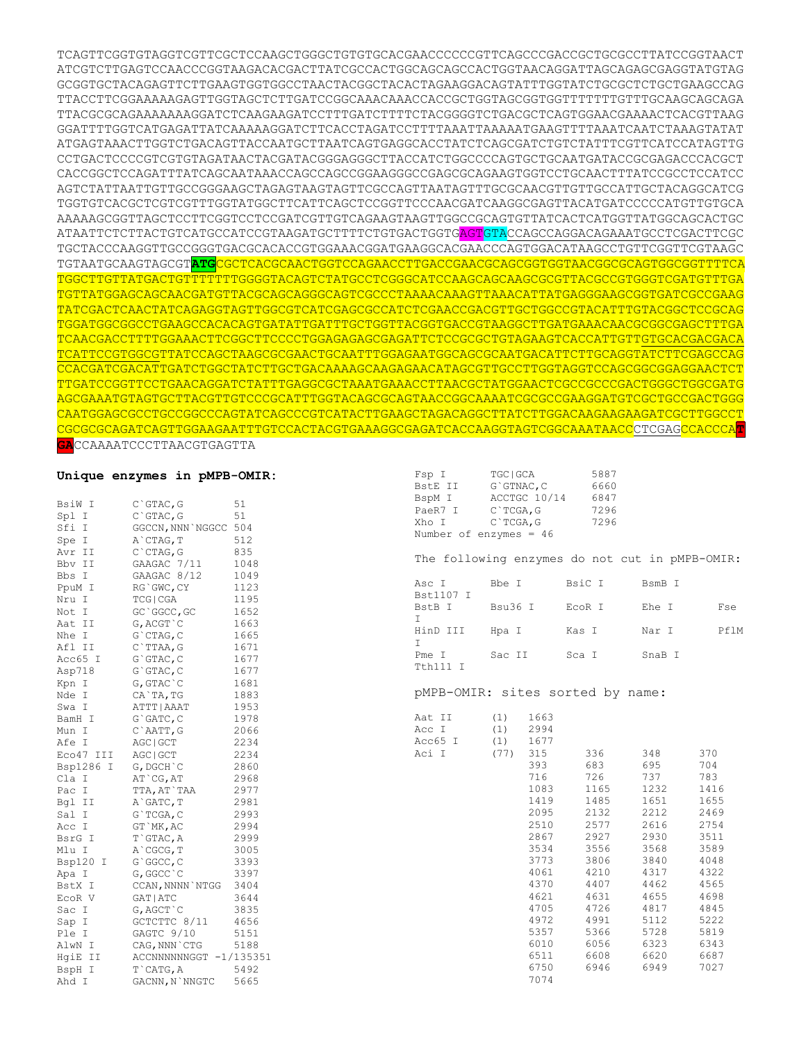```
TCAGTTCGGTGTAGGTCGTTCGCTCCAAGCTGGGCTGTGTGCACGAACCCCCCGTTCAGCCCGACCGCTGCGCCTTATCCGGTAACT
ATCGTCTTGAGTCCAACCCGGTAAGACACGACTTATCGCCACTGGCAGCAGCCACTGGTAACAGGATTAGCAGAGCGAGGTATGTAG
GCGGTGCTACAGAGTTCTTGAAGTGGTGGCCTAACTACGGCTACACTAGAAGGACAGTATTTGGTATCTGCGCTCTGCTGAAGCCAG
TTACCTTCGGAAAAAGAGTTGGTAGCTCTTGATCCGGCAAACAAACCACCGCTGGTAGCGGTGGTTTTTTTGTTTGCAAGCAGCAGA
TTACGCGCAGAAAAAAAGGATCTCAAGAAGATCCTTTGATCTTTTCTACGGGGTCTGACGCTCAGTGGAACGAAAACTCACGTTAAG
GGATTTTGGTCATGAGATTATCAAAAAGGATCTTCACCTAGATCCTTTTAAATTAAAAATGAAGTTTTAAATCAATCTAAAGTATAT
ATGAGTAAACTTGGTCTGACAGTTACCAATGCTTAATCAGTGAGGCACCTATCTCAGCGATCTGTCTATTTCGTTCATCCATAGTTG
CCTGACTCCCCGTCGTGTAGATAACTACGATACGGGAGGGCTTACCATCTGGCCCCAGTGCTGCAATGATACCGCGAGACCCACGCT
CACCGGCTCCAGATTTATCAGCAATAAACCAGCCAGCCGGAAGGGCCGAGCGCAGAAGTGGTCCTGCAACTTTATCCGCCTCCATCC
AGTCTATTAATTGTTGCCGGGAAGCTAGAGTAAGTAGTTCGCCAGTTAATAGTTTGCGCAACGTTGTTGCCATTGCTACAGGCATCG
TGGTGTCACGCTCGTCGTTTGGTATGGCTTCATTCAGCTCCGGTTCCCAACGATCAAGGCGAGTTACATGATCCCCCATGTTGTGCA
AAAAAGCGGTTAGCTCCTTCGGTCCTCCGATCGTTGTCAGAAGTAAGTTGGCCGCAGTGTTATCACTCATGGTTATGGCAGCACTGC
ATAATTCTCTTACTGTCATGCCATCCGTAAGATGCTTTTCTGTGACTGGTGAGTGTACCAGCCAGGACAGAAATGCCTCGACTTCGC
TGCTACCCAAGGTTGCCGGGTGACGCACACCGTGGAAACGGATGAAGGCACGAACCCAGTGGACATAAGCCTGTTCGGTTCGTAAGC
TGTAATGCAAGTAGCGTATGCGCTCACGCAACTGGTCCAGAACCTTGACCGAACGCAGCGGTGGTAACGGCGCAGTGGCGGTTTTCA
TGGCTTGTTATGACTGTTTTTTTGGGGTACAGTCTATGCCTCGGGCATCCAAGCAGCAAGCGCGTTACGCCGTGGGTCGATGTTTGA
TGTTATGGAGCAGCAACGATGTTACGCAGCAGGGCAGTCGCCCTAAAACAAAGTTAAACATTATGAGGGAAGCGGTGATCGCCGAAG
TATCGACTCAACTATCAGAGGTAGTTGGCGTCATCGAGCGCCATCTCGAACCGACGTTGCTGGCCGTACATTTGTACGGCTCCGCAG
TGGATGGCGGCCTGAAGCCACACAGTGATATTGATTTGCTGGTTACGGTGACCGTAAGGCTTGATGAAACAACGCGGCGAGCTTTGA
TCAACGACCTTTTGGAAACTTCGGCTTCCCCTGGAGAGAGCGAGATTCTCCGCGCTGTAGAAGTCACCATTGTTGTGCACGACGACA
TCATTCCGTGGCGTTATCCAGCTAAGCGCGAACTGCAATTTGGAGAATGGCAGCGCAATGACATTCTTGCAGGTATCTTCGAGCCAG
CCACGATCGACATTGATCTGGCTATCTTGCTGACAAAAGCAAGAGAACATAGCGTTGCCTTGGTAGGTCCAGCGGCGGAGGAACTCT
TTGATCCGGTTCCTGAACAGGATCTATTTGAGGCGCTAAATGAAACCTTAACGCTATGGAACTCGCCGCCCGACTGGGCTGGCGATG
AGCGAAATGTAGTGCTTACGTTGTCCCGCATTTGGTACAGCGCAGTAACCGGCAAAATCGCGCCGAAGGATGTCGCTGCCGACTGGG
CAATGGAGCGCCTGCCGGCCCAGTATCAGCCCGTCATACTTGAAGCTAGACAGGCTTATCTTGGACAAGAAGAAGATCGCTTGGCCT
CGCGCGCAGATCAGTTGGAAGAATTTGTCCACTACGTGAAAGGCGAGATCACCAAGGTAGTCGGCAAATAACCCTCGAGCCACCCAT
GACCAAAATCCCTTAACGTGAGTTA
```

**Unique enzymes in pMPB-OMIR:**

| Enzyme | Site | Position |
|---|---|---|
| BsiW I | C`GTAC,G | 51 |
| Spl I | C`GTAC,G | 51 |
| Sfi I | GGCCN,NNN`NGGCC | 504 |
| Spe I | A`CTAG,T | 512 |
| Avr II | C`CTAG,G | 835 |
| Bbv II | GAAGAC 7/11 | 1048 |
| Bbs I | GAAGAC 8/12 | 1049 |
| PpuM I | RG`GWC,CY | 1123 |
| Nru I | TCG\|CGA | 1195 |
| Not I | GC`GGCC,GC | 1652 |
| Aat II | G,ACGT`C | 1663 |
| Nhe I | G`CTAG,C | 1665 |
| Afl II | C`TTAA,G | 1671 |
| Acc65 I | G`GTAC,C | 1677 |
| Asp718 | G`GTAC,C | 1677 |
| Kpn I | G,GTAC`C | 1681 |
| Nde I | CA`TA,TG | 1883 |
| Swa I | ATTT\|AAAT | 1953 |
| BamH I | G`GATC,C | 1978 |
| Mun I | C`AATT,G | 2066 |
| Afe I | AGC\|GCT | 2234 |
| Eco47 III | AGC\|GCT | 2234 |
| Bsp1286 I | G,DGCH`C | 2860 |
| Cla I | AT`CG,AT | 2968 |
| Pac I | TTA,AT`TAA | 2977 |
| Bgl II | A`GATC,T | 2981 |
| Sal I | G`TCGA,C | 2993 |
| Acc I | GT`MK,AC | 2994 |
| BsrG I | T`GTAC,A | 2999 |
| Mlu I | A`CGCG,T | 3005 |
| Bsp120 I | G`GGCC,C | 3393 |
| Apa I | G,GGCC`C | 3397 |
| BstX I | CCAN,NNNN`NTGG | 3404 |
| EcoR V | GAT\|ATC | 3644 |
| Sac I | G,AGCT`C | 3835 |
| Sap I | GCTCTTC 8/11 | 4656 |
| Ple I | GAGTC 9/10 | 5151 |
| AlwN I | CAG,NNN`CTG | 5188 |
| HgiE II | ACCNNNNNNGGT -1/135351 | |
| BspH I | T`CATG,A | 5492 |
| Ahd I | GACNN,N`NNGTC | 5665 |
| Fsp I | TGC\|GCA | 5887 |
| BstE II | G`GTNAC,C | 6660 |
| BspM I | ACCTGC 10/14 | 6847 |
| PaeR7 I | C`TCGA,G | 7296 |
| Xho I | C`TCGA,G | 7296 |

Number of enzymes = 46

The following enzymes do not cut in pMPB-OMIR:

| | | | | |
|---|---|---|---|---|
| Asc I | Bbe I | BsiC I | BsmB I | Bst1107 I |
| BstB I | Bsu36 I | EcoR I | Ehe I | Fse I |
| HinD III | Hpa I | Kas I | Nar I | PflM I |
| Pme I | Sac II | Sca I | SnaB I | Tth111 I |

pMPB-OMIR: sites sorted by name:

| Enzyme | Count | Sites | | | |
|---|---|---|---|---|---|
| Aat II | (1) | 1663 | | | |
| Acc I | (1) | 2994 | | | |
| Acc65 I | (1) | 1677 | | | |
| Aci I | (77) | 315 | 336 | 348 | 370 |
| | | 393 | 683 | 695 | 704 |
| | | 716 | 726 | 737 | 783 |
| | | 1083 | 1165 | 1232 | 1416 |
| | | 1419 | 1485 | 1651 | 1655 |
| | | 2095 | 2132 | 2212 | 2469 |
| | | 2510 | 2577 | 2616 | 2754 |
| | | 2867 | 2927 | 2930 | 3511 |
| | | 3534 | 3556 | 3568 | 3589 |
| | | 3773 | 3806 | 3840 | 4048 |
| | | 4061 | 4210 | 4317 | 4322 |
| | | 4370 | 4407 | 4462 | 4565 |
| | | 4621 | 4631 | 4655 | 4698 |
| | | 4705 | 4726 | 4817 | 4845 |
| | | 4972 | 4991 | 5112 | 5222 |
| | | 5357 | 5366 | 5728 | 5819 |
| | | 6010 | 6056 | 6323 | 6343 |
| | | 6511 | 6608 | 6620 | 6687 |
| | | 6750 | 6946 | 6949 | 7027 |
| | | 7074 | | | |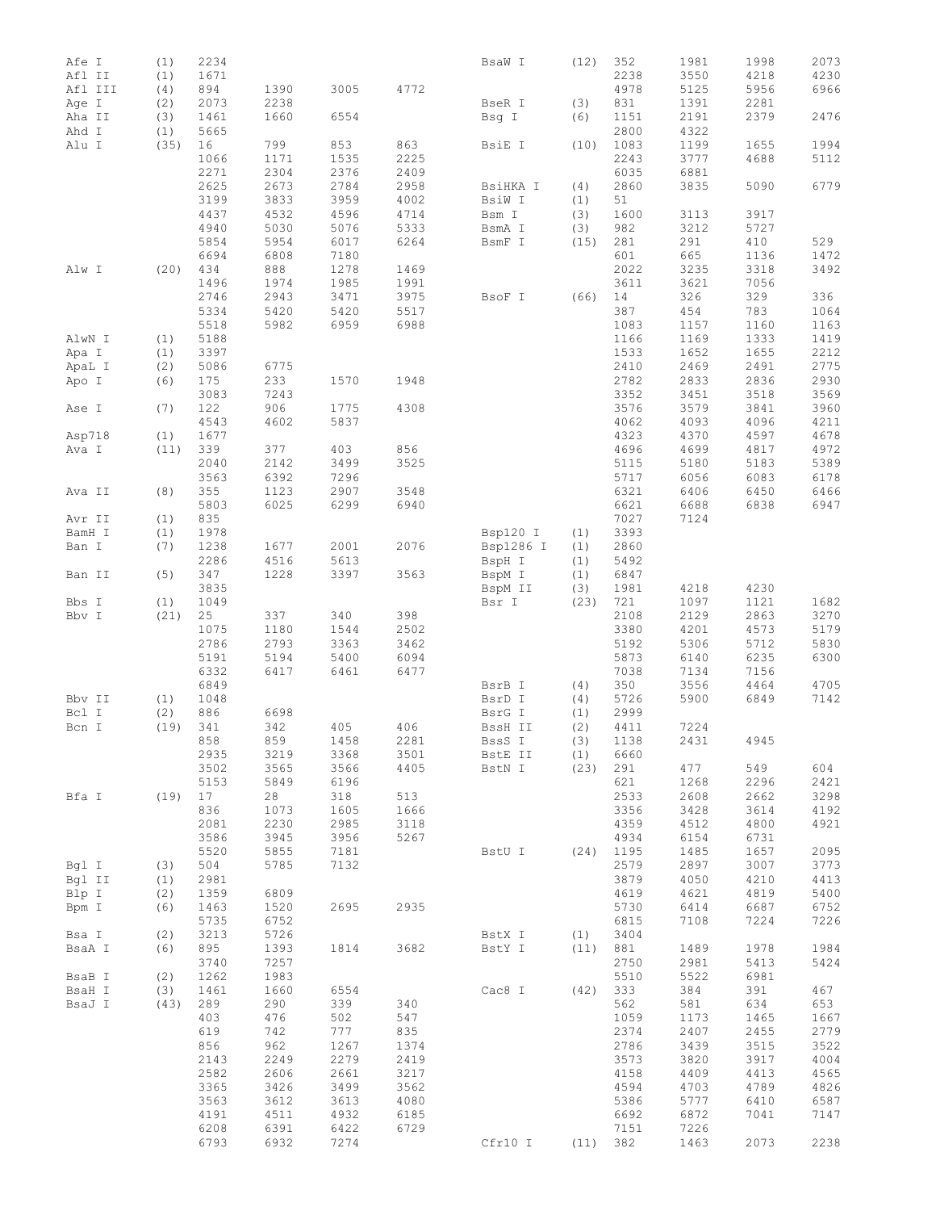| Enzyme | Sites | Positions | | | |
|---|---|---|---|---|---|
| Afe I | (1) | 2234 | | | |
| Afl II | (1) | 1671 | | | |
| Afl III | (4) | 894 | 1390 | 3005 | 4772 |
| Age I | (2) | 2073 | 2238 | | |
| Aha II | (3) | 1461 | 1660 | 6554 | |
| Ahd I | (1) | 5665 | | | |
| Alu I | (35) | 16 | 799 | 853 | 863 |
| | | 1066 | 1171 | 1535 | 2225 |
| | | 2271 | 2304 | 2376 | 2409 |
| | | 2625 | 2673 | 2784 | 2958 |
| | | 3199 | 3833 | 3959 | 4002 |
| | | 4437 | 4532 | 4596 | 4714 |
| | | 4940 | 5030 | 5076 | 5333 |
| | | 5854 | 5954 | 6017 | 6264 |
| | | 6694 | 6808 | 7180 | |
| Alw I | (20) | 434 | 888 | 1278 | 1469 |
| | | 1496 | 1974 | 1985 | 1991 |
| | | 2746 | 2943 | 3471 | 3975 |
| | | 5334 | 5420 | 5420 | 5517 |
| | | 5518 | 5982 | 6959 | 6988 |
| AlwN I | (1) | 5188 | | | |
| Apa I | (1) | 3397 | | | |
| ApaL I | (2) | 5086 | 6775 | | |
| Apo I | (6) | 175 | 233 | 1570 | 1948 |
| | | 3083 | 7243 | | |
| Ase I | (7) | 122 | 906 | 1775 | 4308 |
| | | 4543 | 4602 | 5837 | |
| Asp718 | (1) | 1677 | | | |
| Ava I | (11) | 339 | 377 | 403 | 856 |
| | | 2040 | 2142 | 3499 | 3525 |
| | | 3563 | 6392 | 7296 | |
| Ava II | (8) | 355 | 1123 | 2907 | 3548 |
| | | 5803 | 6025 | 6299 | 6940 |
| Avr II | (1) | 835 | | | |
| BamH I | (1) | 1978 | | | |
| Ban I | (7) | 1238 | 1677 | 2001 | 2076 |
| | | 2286 | 4516 | 5613 | |
| Ban II | (5) | 347 | 1228 | 3397 | 3563 |
| | | 3835 | | | |
| Bbs I | (1) | 1049 | | | |
| Bbv I | (21) | 25 | 337 | 340 | 398 |
| | | 1075 | 1180 | 1544 | 2502 |
| | | 2786 | 2793 | 3363 | 3462 |
| | | 5191 | 5194 | 5400 | 6094 |
| | | 6332 | 6417 | 6461 | 6477 |
| | | 6849 | | | |
| Bbv II | (1) | 1048 | | | |
| Bcl I | (2) | 886 | 6698 | | |
| Bcn I | (19) | 341 | 342 | 405 | 406 |
| | | 858 | 859 | 1458 | 2281 |
| | | 2935 | 3219 | 3368 | 3501 |
| | | 3502 | 3565 | 3566 | 4405 |
| | | 5153 | 5849 | 6196 | |
| Bfa I | (19) | 17 | 28 | 318 | 513 |
| | | 836 | 1073 | 1605 | 1666 |
| | | 2081 | 2230 | 2985 | 3118 |
| | | 3586 | 3945 | 3956 | 5267 |
| | | 5520 | 5855 | 7181 | |
| Bgl I | (3) | 504 | 5785 | 7132 | |
| Bgl II | (1) | 2981 | | | |
| Blp I | (2) | 1359 | 6809 | | |
| Bpm I | (6) | 1463 | 1520 | 2695 | 2935 |
| | | 5735 | 6752 | | |
| Bsa I | (2) | 3213 | 5726 | | |
| BsaA I | (6) | 895 | 1393 | 1814 | 3682 |
| | | 3740 | 7257 | | |
| BsaB I | (2) | 1262 | 1983 | | |
| BsaH I | (3) | 1461 | 1660 | 6554 | |
| BsaJ I | (43) | 289 | 290 | 339 | 340 |
| | | 403 | 476 | 502 | 547 |
| | | 619 | 742 | 777 | 835 |
| | | 856 | 962 | 1267 | 1374 |
| | | 2143 | 2249 | 2279 | 2419 |
| | | 2582 | 2606 | 2661 | 3217 |
| | | 3365 | 3426 | 3499 | 3562 |
| | | 3563 | 3612 | 3613 | 4080 |
| | | 4191 | 4511 | 4932 | 6185 |
| | | 6208 | 6391 | 6422 | 6729 |
| | | 6793 | 6932 | 7274 | |
| BsaW I | (12) | 352 | 1981 | 1998 | 2073 |
| | | 2238 | 3550 | 4218 | 4230 |
| | | 4978 | 5125 | 5956 | 6966 |
| BseR I | (3) | 831 | 1391 | 2281 | |
| Bsg I | (6) | 1151 | 2191 | 2379 | 2476 |
| | | 2800 | 4322 | | |
| BsiE I | (10) | 1083 | 1199 | 1655 | 1994 |
| | | 2243 | 3777 | 4688 | 5112 |
| | | 6035 | 6881 | | |
| BsiHKA I | (4) | 2860 | 3835 | 5090 | 6779 |
| BsiW I | (1) | 51 | | | |
| Bsm I | (3) | 1600 | 3113 | 3917 | |
| BsmA I | (3) | 982 | 3212 | 5727 | |
| BsmF I | (15) | 281 | 291 | 410 | 529 |
| | | 601 | 665 | 1136 | 1472 |
| | | 2022 | 3235 | 3318 | 3492 |
| | | 3611 | 3621 | 7056 | |
| BsoF I | (66) | 14 | 326 | 329 | 336 |
| | | 387 | 454 | 783 | 1064 |
| | | 1083 | 1157 | 1160 | 1163 |
| | | 1166 | 1169 | 1333 | 1419 |
| | | 1533 | 1652 | 1655 | 2212 |
| | | 2410 | 2469 | 2491 | 2775 |
| | | 2782 | 2833 | 2836 | 2930 |
| | | 3352 | 3451 | 3518 | 3569 |
| | | 3576 | 3579 | 3841 | 3960 |
| | | 4062 | 4093 | 4096 | 4211 |
| | | 4323 | 4370 | 4597 | 4678 |
| | | 4696 | 4699 | 4817 | 4972 |
| | | 5115 | 5180 | 5183 | 5389 |
| | | 5717 | 6056 | 6083 | 6178 |
| | | 6321 | 6406 | 6450 | 6466 |
| | | 6621 | 6688 | 6838 | 6947 |
| | | 7027 | 7124 | | |
| Bsp120 I | (1) | 3393 | | | |
| Bsp1286 I | (1) | 2860 | | | |
| BspH I | (1) | 5492 | | | |
| BspM I | (1) | 6847 | | | |
| BspM II | (3) | 1981 | 4218 | 4230 | |
| Bsr I | (23) | 721 | 1097 | 1121 | 1682 |
| | | 2108 | 2129 | 2863 | 3270 |
| | | 3380 | 4201 | 4573 | 5179 |
| | | 5192 | 5306 | 5712 | 5830 |
| | | 5873 | 6140 | 6235 | 6300 |
| | | 7038 | 7134 | 7156 | |
| BsrB I | (4) | 350 | 3556 | 4464 | 4705 |
| BsrD I | (4) | 5726 | 5900 | 6849 | 7142 |
| BsrG I | (1) | 2999 | | | |
| BssH II | (2) | 4411 | 7224 | | |
| BssS I | (3) | 1138 | 2431 | 4945 | |
| BstE II | (1) | 6660 | | | |
| BstN I | (23) | 291 | 477 | 549 | 604 |
| | | 621 | 1268 | 2296 | 2421 |
| | | 2533 | 2608 | 2662 | 3298 |
| | | 3356 | 3428 | 3614 | 4192 |
| | | 4359 | 4512 | 4800 | 4921 |
| | | 4934 | 6154 | 6731 | |
| BstU I | (24) | 1195 | 1485 | 1657 | 2095 |
| | | 2579 | 2897 | 3007 | 3773 |
| | | 3879 | 4050 | 4210 | 4413 |
| | | 4619 | 4621 | 4819 | 5400 |
| | | 5730 | 6414 | 6687 | 6752 |
| | | 6815 | 7108 | 7224 | 7226 |
| BstX I | (1) | 3404 | | | |
| BstY I | (11) | 881 | 1489 | 1978 | 1984 |
| | | 2750 | 2981 | 5413 | 5424 |
| | | 5510 | 5522 | 6981 | |
| Cac8 I | (42) | 333 | 384 | 391 | 467 |
| | | 562 | 581 | 634 | 653 |
| | | 1059 | 1173 | 1465 | 1667 |
| | | 2374 | 2407 | 2455 | 2779 |
| | | 2786 | 3439 | 3515 | 3522 |
| | | 3573 | 3820 | 3917 | 4004 |
| | | 4158 | 4409 | 4413 | 4565 |
| | | 4594 | 4703 | 4789 | 4826 |
| | | 5386 | 5777 | 6410 | 6587 |
| | | 6692 | 6872 | 7041 | 7147 |
| | | 7151 | 7226 | | |
| Cfr10 I | (11) | 382 | 1463 | 2073 | 2238 |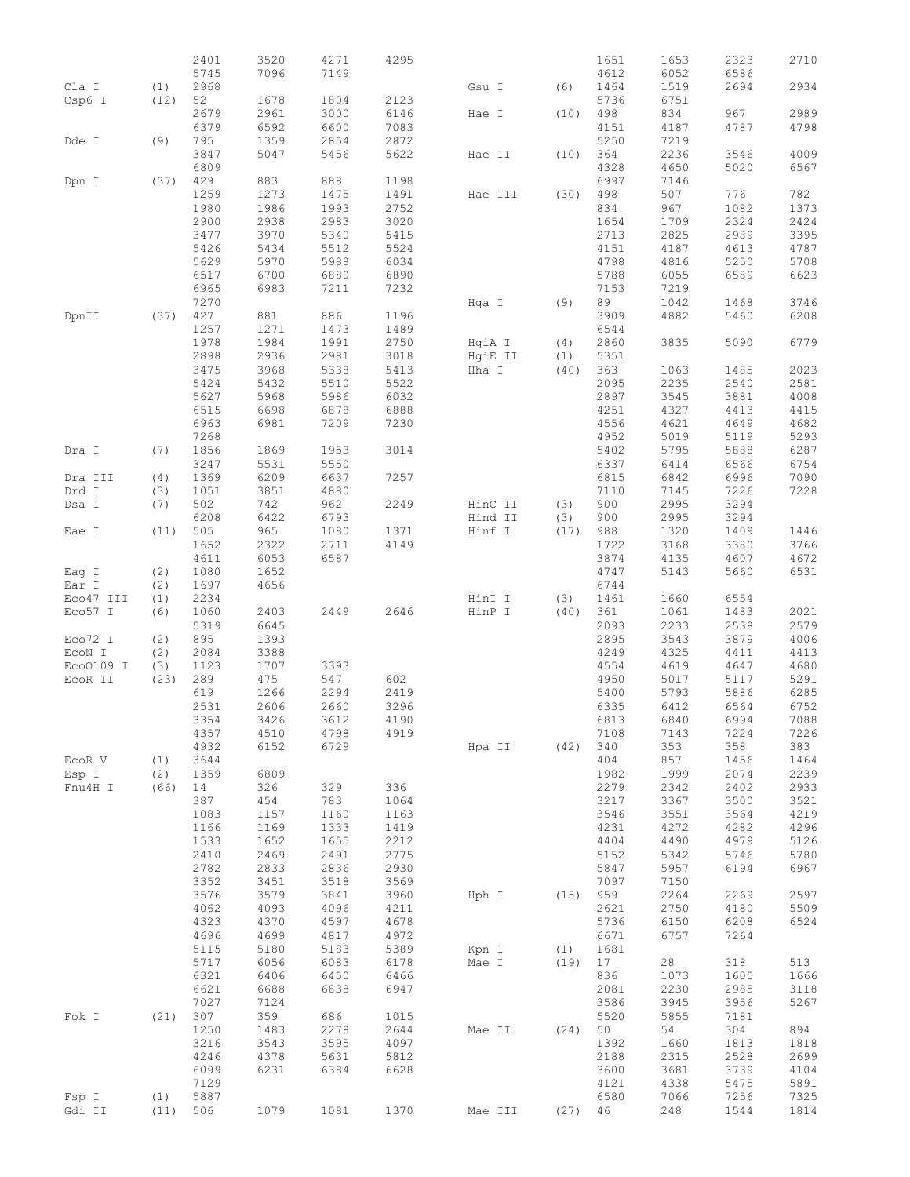| | | | | | |
|---|---|---|---|---|---|
| | | 2401 | 3520 | 4271 | 4295 |
| | | 5745 | 7096 | 7149 | |
| Cla I | (1) | 2968 | | | |
| Csp6 I | (12) | 52 | 1678 | 1804 | 2123 |
| | | 2679 | 2961 | 3000 | 6146 |
| | | 6379 | 6592 | 6600 | 7083 |
| Dde I | (9) | 795 | 1359 | 2854 | 2872 |
| | | 3847 | 5047 | 5456 | 5622 |
| | | 6809 | | | |
| Dpn I | (37) | 429 | 883 | 888 | 1198 |
| | | 1259 | 1273 | 1475 | 1491 |
| | | 1980 | 1986 | 1993 | 2752 |
| | | 2900 | 2938 | 2983 | 3020 |
| | | 3477 | 3970 | 5340 | 5415 |
| | | 5426 | 5434 | 5512 | 5524 |
| | | 5629 | 5970 | 5988 | 6034 |
| | | 6517 | 6700 | 6880 | 6890 |
| | | 6965 | 6983 | 7211 | 7232 |
| | | 7270 | | | |
| DpnII | (37) | 427 | 881 | 886 | 1196 |
| | | 1257 | 1271 | 1473 | 1489 |
| | | 1978 | 1984 | 1991 | 2750 |
| | | 2898 | 2936 | 2981 | 3018 |
| | | 3475 | 3968 | 5338 | 5413 |
| | | 5424 | 5432 | 5510 | 5522 |
| | | 5627 | 5968 | 5986 | 6032 |
| | | 6515 | 6698 | 6878 | 6888 |
| | | 6963 | 6981 | 7209 | 7230 |
| | | 7268 | | | |
| Dra I | (7) | 1856 | 1869 | 1953 | 3014 |
| | | 3247 | 5531 | 5550 | |
| Dra III | (4) | 1369 | 6209 | 6637 | 7257 |
| Drd I | (3) | 1051 | 3851 | 4880 | |
| Dsa I | (7) | 502 | 742 | 962 | 2249 |
| | | 6208 | 6422 | 6793 | |
| Eae I | (11) | 505 | 965 | 1080 | 1371 |
| | | 1652 | 2322 | 2711 | 4149 |
| | | 4611 | 6053 | 6587 | |
| Eag I | (2) | 1080 | 1652 | | |
| Ear I | (2) | 1697 | 4656 | | |
| Eco47 III | (1) | 2234 | | | |
| Eco57 I | (6) | 1060 | 2403 | 2449 | 2646 |
| | | 5319 | 6645 | | |
| Eco72 I | (2) | 895 | 1393 | | |
| EcoN I | (2) | 2084 | 3388 | | |
| EcoO109 I | (3) | 1123 | 1707 | 3393 | |
| EcoR II | (23) | 289 | 475 | 547 | 602 |
| | | 619 | 1266 | 2294 | 2419 |
| | | 2531 | 2606 | 2660 | 3296 |
| | | 3354 | 3426 | 3612 | 4190 |
| | | 4357 | 4510 | 4798 | 4919 |
| | | 4932 | 6152 | 6729 | |
| EcoR V | (1) | 3644 | | | |
| Esp I | (2) | 1359 | 6809 | | |
| Fnu4H I | (66) | 14 | 326 | 329 | 336 |
| | | 387 | 454 | 783 | 1064 |
| | | 1083 | 1157 | 1160 | 1163 |
| | | 1166 | 1169 | 1333 | 1419 |
| | | 1533 | 1652 | 1655 | 2212 |
| | | 2410 | 2469 | 2491 | 2775 |
| | | 2782 | 2833 | 2836 | 2930 |
| | | 3352 | 3451 | 3518 | 3569 |
| | | 3576 | 3579 | 3841 | 3960 |
| | | 4062 | 4093 | 4096 | 4211 |
| | | 4323 | 4370 | 4597 | 4678 |
| | | 4696 | 4699 | 4817 | 4972 |
| | | 5115 | 5180 | 5183 | 5389 |
| | | 5717 | 6056 | 6083 | 6178 |
| | | 6321 | 6406 | 6450 | 6466 |
| | | 6621 | 6688 | 6838 | 6947 |
| | | 7027 | 7124 | | |
| Fok I | (21) | 307 | 359 | 686 | 1015 |
| | | 1250 | 1483 | 2278 | 2644 |
| | | 3216 | 3543 | 3595 | 4097 |
| | | 4246 | 4378 | 5631 | 5812 |
| | | 6099 | 6231 | 6384 | 6628 |
| | | 7129 | | | |
| Fsp I | (1) | 5887 | | | |
| Gdi II | (11) | 506 | 1079 | 1081 | 1370 |
| | | 1651 | 1653 | 2323 | 2710 |
| | | 4612 | 6052 | 6586 | |
| Gsu I | (6) | 1464 | 1519 | 2694 | 2934 |
| | | 5736 | 6751 | | |
| Hae I | (10) | 498 | 834 | 967 | 2989 |
| | | 4151 | 4187 | 4787 | 4798 |
| | | 5250 | 7219 | | |
| Hae II | (10) | 364 | 2236 | 3546 | 4009 |
| | | 4328 | 4650 | 5020 | 6567 |
| | | 6997 | 7146 | | |
| Hae III | (30) | 498 | 507 | 776 | 782 |
| | | 834 | 967 | 1082 | 1373 |
| | | 1654 | 1709 | 2324 | 2424 |
| | | 2713 | 2825 | 2989 | 3395 |
| | | 4151 | 4187 | 4613 | 4787 |
| | | 4798 | 4816 | 5250 | 5708 |
| | | 5788 | 6055 | 6589 | 6623 |
| | | 7153 | 7219 | | |
| Hga I | (9) | 89 | 1042 | 1468 | 3746 |
| | | 3909 | 4882 | 5460 | 6208 |
| | | 6544 | | | |
| HgiA I | (4) | 2860 | 3835 | 5090 | 6779 |
| HgiE II | (1) | 5351 | | | |
| Hha I | (40) | 363 | 1063 | 1485 | 2023 |
| | | 2095 | 2235 | 2540 | 2581 |
| | | 2897 | 3545 | 3881 | 4008 |
| | | 4251 | 4327 | 4413 | 4415 |
| | | 4556 | 4621 | 4649 | 4682 |
| | | 4952 | 5019 | 5119 | 5293 |
| | | 5402 | 5795 | 5888 | 6287 |
| | | 6337 | 6414 | 6566 | 6754 |
| | | 6815 | 6842 | 6996 | 7090 |
| | | 7110 | 7145 | 7226 | 7228 |
| HinC II | (3) | 900 | 2995 | 3294 | |
| Hind II | (3) | 900 | 2995 | 3294 | |
| Hinf I | (17) | 988 | 1320 | 1409 | 1446 |
| | | 1722 | 3168 | 3380 | 3766 |
| | | 3874 | 4135 | 4607 | 4672 |
| | | 4747 | 5143 | 5660 | 6531 |
| | | 6744 | | | |
| HinI I | (3) | 1461 | 1660 | 6554 | |
| HinP I | (40) | 361 | 1061 | 1483 | 2021 |
| | | 2093 | 2233 | 2538 | 2579 |
| | | 2895 | 3543 | 3879 | 4006 |
| | | 4249 | 4325 | 4411 | 4413 |
| | | 4554 | 4619 | 4647 | 4680 |
| | | 4950 | 5017 | 5117 | 5291 |
| | | 5400 | 5793 | 5886 | 6285 |
| | | 6335 | 6412 | 6564 | 6752 |
| | | 6813 | 6840 | 6994 | 7088 |
| | | 7108 | 7143 | 7224 | 7226 |
| Hpa II | (42) | 340 | 353 | 358 | 383 |
| | | 404 | 857 | 1456 | 1464 |
| | | 1982 | 1999 | 2074 | 2239 |
| | | 2279 | 2342 | 2402 | 2933 |
| | | 3217 | 3367 | 3500 | 3521 |
| | | 3546 | 3551 | 3564 | 4219 |
| | | 4231 | 4272 | 4282 | 4296 |
| | | 4404 | 4490 | 4979 | 5126 |
| | | 5152 | 5342 | 5746 | 5780 |
| | | 5847 | 5957 | 6194 | 6967 |
| | | 7097 | 7150 | | |
| Hph I | (15) | 959 | 2264 | 2269 | 2597 |
| | | 2621 | 2750 | 4180 | 5509 |
| | | 5736 | 6150 | 6208 | 6524 |
| | | 6671 | 6757 | 7264 | |
| Kpn I | (1) | 1681 | | | |
| Mae I | (19) | 17 | 28 | 318 | 513 |
| | | 836 | 1073 | 1605 | 1666 |
| | | 2081 | 2230 | 2985 | 3118 |
| | | 3586 | 3945 | 3956 | 5267 |
| | | 5520 | 5855 | 7181 | |
| Mae II | (24) | 50 | 54 | 304 | 894 |
| | | 1392 | 1660 | 1813 | 1818 |
| | | 2188 | 2315 | 2528 | 2699 |
| | | 3600 | 3681 | 3739 | 4104 |
| | | 4121 | 4338 | 5475 | 5891 |
| | | 6580 | 7066 | 7256 | 7325 |
| Mae III | (27) | 46 | 248 | 1544 | 1814 |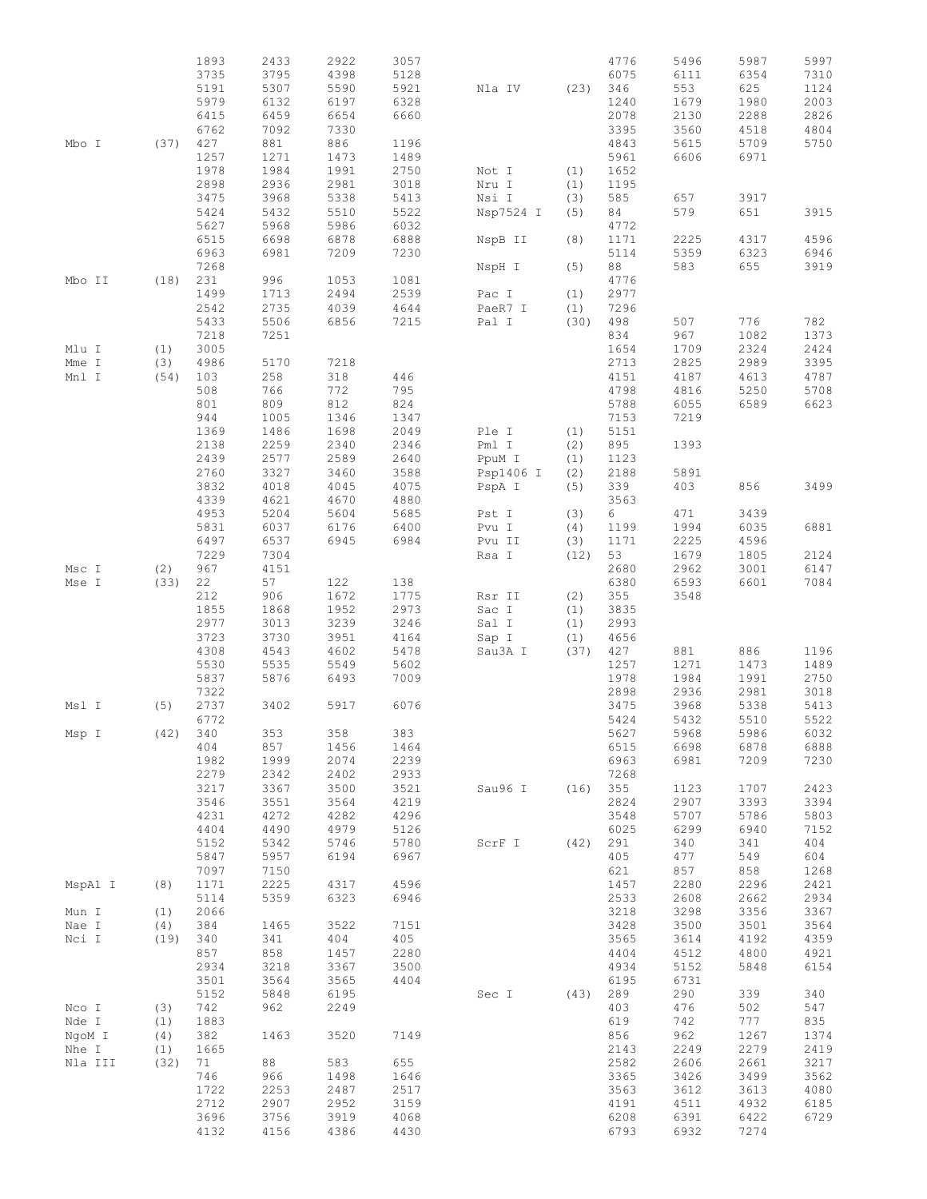| Enzyme | Count | Positions | | | |
|---|---|---|---|---|---|
| | | 1893 | 2433 | 2922 | 3057 |
| | | 3735 | 3795 | 4398 | 5128 |
| | | 5191 | 5307 | 5590 | 5921 |
| | | 5979 | 6132 | 6197 | 6328 |
| | | 6415 | 6459 | 6654 | 6660 |
| | | 6762 | 7092 | 7330 | |
| Mbo I | (37) | 427 | 881 | 886 | 1196 |
| | | 1257 | 1271 | 1473 | 1489 |
| | | 1978 | 1984 | 1991 | 2750 |
| | | 2898 | 2936 | 2981 | 3018 |
| | | 3475 | 3968 | 5338 | 5413 |
| | | 5424 | 5432 | 5510 | 5522 |
| | | 5627 | 5968 | 5986 | 6032 |
| | | 6515 | 6698 | 6878 | 6888 |
| | | 6963 | 6981 | 7209 | 7230 |
| | | 7268 | | | |
| Mbo II | (18) | 231 | 996 | 1053 | 1081 |
| | | 1499 | 1713 | 2494 | 2539 |
| | | 2542 | 2735 | 4039 | 4644 |
| | | 5433 | 5506 | 6856 | 7215 |
| | | 7218 | 7251 | | |
| Mlu I | (1) | 3005 | | | |
| Mme I | (3) | 4986 | 5170 | 7218 | |
| Mnl I | (54) | 103 | 258 | 318 | 446 |
| | | 508 | 766 | 772 | 795 |
| | | 801 | 809 | 812 | 824 |
| | | 944 | 1005 | 1346 | 1347 |
| | | 1369 | 1486 | 1698 | 2049 |
| | | 2138 | 2259 | 2340 | 2346 |
| | | 2439 | 2577 | 2589 | 2640 |
| | | 2760 | 3327 | 3460 | 3588 |
| | | 3832 | 4018 | 4045 | 4075 |
| | | 4339 | 4621 | 4670 | 4880 |
| | | 4953 | 5204 | 5604 | 5685 |
| | | 5831 | 6037 | 6176 | 6400 |
| | | 6497 | 6537 | 6945 | 6984 |
| | | 7229 | 7304 | | |
| Msc I | (2) | 967 | 4151 | | |
| Mse I | (33) | 22 | 57 | 122 | 138 |
| | | 212 | 906 | 1672 | 1775 |
| | | 1855 | 1868 | 1952 | 2973 |
| | | 2977 | 3013 | 3239 | 3246 |
| | | 3723 | 3730 | 3951 | 4164 |
| | | 4308 | 4543 | 4602 | 5478 |
| | | 5530 | 5535 | 5549 | 5602 |
| | | 5837 | 5876 | 6493 | 7009 |
| | | 7322 | | | |
| Msl I | (5) | 2737 | 3402 | 5917 | 6076 |
| | | 6772 | | | |
| Msp I | (42) | 340 | 353 | 358 | 383 |
| | | 404 | 857 | 1456 | 1464 |
| | | 1982 | 1999 | 2074 | 2239 |
| | | 2279 | 2342 | 2402 | 2933 |
| | | 3217 | 3367 | 3500 | 3521 |
| | | 3546 | 3551 | 3564 | 4219 |
| | | 4231 | 4272 | 4282 | 4296 |
| | | 4404 | 4490 | 4979 | 5126 |
| | | 5152 | 5342 | 5746 | 5780 |
| | | 5847 | 5957 | 6194 | 6967 |
| | | 7097 | 7150 | | |
| MspA1 I | (8) | 1171 | 2225 | 4317 | 4596 |
| | | 5114 | 5359 | 6323 | 6946 |
| Mun I | (1) | 2066 | | | |
| Nae I | (4) | 384 | 1465 | 3522 | 7151 |
| Nci I | (19) | 340 | 341 | 404 | 405 |
| | | 857 | 858 | 1457 | 2280 |
| | | 2934 | 3218 | 3367 | 3500 |
| | | 3501 | 3564 | 3565 | 4404 |
| | | 5152 | 5848 | 6195 | |
| Nco I | (3) | 742 | 962 | 2249 | |
| Nde I | (1) | 1883 | | | |
| NgoM I | (4) | 382 | 1463 | 3520 | 7149 |
| Nhe I | (1) | 1665 | | | |
| Nla III | (32) | 71 | 88 | 583 | 655 |
| | | 746 | 966 | 1498 | 1646 |
| | | 1722 | 2253 | 2487 | 2517 |
| | | 2712 | 2907 | 2952 | 3159 |
| | | 3696 | 3756 | 3919 | 4068 |
| | | 4132 | 4156 | 4386 | 4430 |
| | | 4776 | 5496 | 5987 | 5997 |
| | | 6075 | 6111 | 6354 | 7310 |
| Nla IV | (23) | 346 | 553 | 625 | 1124 |
| | | 1240 | 1679 | 1980 | 2003 |
| | | 2078 | 2130 | 2288 | 2826 |
| | | 3395 | 3560 | 4518 | 4804 |
| | | 4843 | 5615 | 5709 | 5750 |
| | | 5961 | 6606 | 6971 | |
| Not I | (1) | 1652 | | | |
| Nru I | (1) | 1195 | | | |
| Nsi I | (3) | 585 | 657 | 3917 | |
| Nsp7524 I | (5) | 84 | 579 | 651 | 3915 |
| | | 4772 | | | |
| NspB II | (8) | 1171 | 2225 | 4317 | 4596 |
| | | 5114 | 5359 | 6323 | 6946 |
| NspH I | (5) | 88 | 583 | 655 | 3919 |
| | | 4776 | | | |
| Pac I | (1) | 2977 | | | |
| PaeR7 I | (1) | 7296 | | | |
| Pal I | (30) | 498 | 507 | 776 | 782 |
| | | 834 | 967 | 1082 | 1373 |
| | | 1654 | 1709 | 2324 | 2424 |
| | | 2713 | 2825 | 2989 | 3395 |
| | | 4151 | 4187 | 4613 | 4787 |
| | | 4798 | 4816 | 5250 | 5708 |
| | | 5788 | 6055 | 6589 | 6623 |
| | | 7153 | 7219 | | |
| Ple I | (1) | 5151 | | | |
| Pml I | (2) | 895 | 1393 | | |
| PpuM I | (1) | 1123 | | | |
| Psp1406 I | (2) | 2188 | 5891 | | |
| PspA I | (5) | 339 | 403 | 856 | 3499 |
| | | 3563 | | | |
| Pst I | (3) | 6 | 471 | 3439 | |
| Pvu I | (4) | 1199 | 1994 | 6035 | 6881 |
| Pvu II | (3) | 1171 | 2225 | 4596 | |
| Rsa I | (12) | 53 | 1679 | 1805 | 2124 |
| | | 2680 | 2962 | 3001 | 6147 |
| | | 6380 | 6593 | 6601 | 7084 |
| Rsr II | (2) | 355 | 3548 | | |
| Sac I | (1) | 3835 | | | |
| Sal I | (1) | 2993 | | | |
| Sap I | (1) | 4656 | | | |
| Sau3A I | (37) | 427 | 881 | 886 | 1196 |
| | | 1257 | 1271 | 1473 | 1489 |
| | | 1978 | 1984 | 1991 | 2750 |
| | | 2898 | 2936 | 2981 | 3018 |
| | | 3475 | 3968 | 5338 | 5413 |
| | | 5424 | 5432 | 5510 | 5522 |
| | | 5627 | 5968 | 5986 | 6032 |
| | | 6515 | 6698 | 6878 | 6888 |
| | | 6963 | 6981 | 7209 | 7230 |
| | | 7268 | | | |
| Sau96 I | (16) | 355 | 1123 | 1707 | 2423 |
| | | 2824 | 2907 | 3393 | 3394 |
| | | 3548 | 5707 | 5786 | 5803 |
| | | 6025 | 6299 | 6940 | 7152 |
| ScrF I | (42) | 291 | 340 | 341 | 404 |
| | | 405 | 477 | 549 | 604 |
| | | 621 | 857 | 858 | 1268 |
| | | 1457 | 2280 | 2296 | 2421 |
| | | 2533 | 2608 | 2662 | 2934 |
| | | 3218 | 3298 | 3356 | 3367 |
| | | 3428 | 3500 | 3501 | 3564 |
| | | 3565 | 3614 | 4192 | 4359 |
| | | 4404 | 4512 | 4800 | 4921 |
| | | 4934 | 5152 | 5848 | 6154 |
| | | 6195 | 6731 | | |
| Sec I | (43) | 289 | 290 | 339 | 340 |
| | | 403 | 476 | 502 | 547 |
| | | 619 | 742 | 777 | 835 |
| | | 856 | 962 | 1267 | 1374 |
| | | 2143 | 2249 | 2279 | 2419 |
| | | 2582 | 2606 | 2661 | 3217 |
| | | 3365 | 3426 | 3499 | 3562 |
| | | 3563 | 3612 | 3613 | 4080 |
| | | 4191 | 4511 | 4932 | 6185 |
| | | 6208 | 6391 | 6422 | 6729 |
| | | 6793 | 6932 | 7274 | |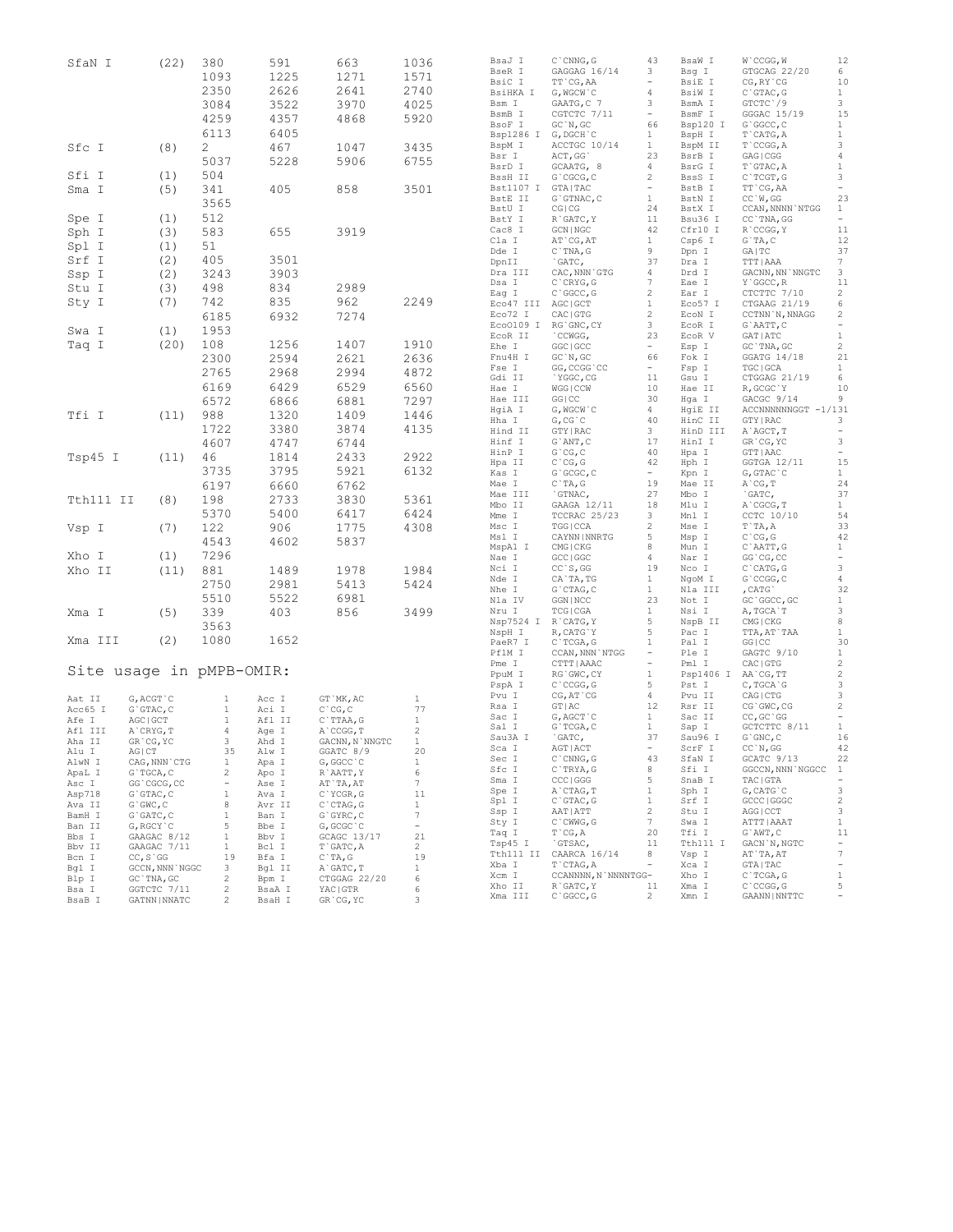| | | | | | |
|---|---|---|---|---|---|
| SfaN I | (22) | 380 | 591 | 663 | 1036 |
| | | 1093 | 1225 | 1271 | 1571 |
| | | 2350 | 2626 | 2641 | 2740 |
| | | 3084 | 3522 | 3970 | 4025 |
| | | 4259 | 4357 | 4868 | 5920 |
| | | 6113 | 6405 | | |
| Sfc I | (8) | 2 | 467 | 1047 | 3435 |
| | | 5037 | 5228 | 5906 | 6755 |
| Sfi I | (1) | 504 | | | |
| Sma I | (5) | 341 | 405 | 858 | 3501 |
| | | 3565 | | | |
| Spe I | (1) | 512 | | | |
| Sph I | (3) | 583 | 655 | 3919 | |
| Spl I | (1) | 51 | | | |
| Srf I | (2) | 405 | 3501 | | |
| Ssp I | (2) | 3243 | 3903 | | |
| Stu I | (3) | 498 | 834 | 2989 | |
| Sty I | (7) | 742 | 835 | 962 | 2249 |
| | | 6185 | 6932 | 7274 | |
| Swa I | (1) | 1953 | | | |
| Taq I | (20) | 108 | 1256 | 1407 | 1910 |
| | | 2300 | 2594 | 2621 | 2636 |
| | | 2765 | 2968 | 2994 | 4872 |
| | | 6169 | 6429 | 6529 | 6560 |
| | | 6572 | 6866 | 6881 | 7297 |
| Tfi I | (11) | 988 | 1320 | 1409 | 1446 |
| | | 1722 | 3380 | 3874 | 4135 |
| | | 4607 | 4747 | 6744 | |
| Tsp45 I | (11) | 46 | 1814 | 2433 | 2922 |
| | | 3735 | 3795 | 5921 | 6132 |
| | | 6197 | 6660 | 6762 | |
| Tth111 II | (8) | 198 | 2733 | 3830 | 5361 |
| | | 5370 | 5400 | 6417 | 6424 |
| Vsp I | (7) | 122 | 906 | 1775 | 4308 |
| | | 4543 | 4602 | 5837 | |
| Xho I | (1) | 7296 | | | |
| Xho II | (11) | 881 | 1489 | 1978 | 1984 |
| | | 2750 | 2981 | 5413 | 5424 |
| | | 5510 | 5522 | 6981 | |
| Xma I | (5) | 339 | 403 | 856 | 3499 |
| | | 3563 | | | |
| Xma III | (2) | 1080 | 1652 | | |

## Site usage in pMPB-OMIR:

| | | | | | |
|---|---|---|---|---|---|
| Aat II | G,ACGT`C | 1 | Acc I | GT`MK,AC | 1 |
| Acc65 I | G`GTAC,C | 1 | Aci I | C`CG,C | 77 |
| Afe I | AGC\|GCT | 1 | Afl II | C`TTAA,G | 1 |
| Afl III | A`CRYG,T | 4 | Age I | A`CCGG,T | 2 |
| Aha II | GR`CG,YC | 3 | Ahd I | GACNN,N`NNGTC | 1 |
| Alu I | AG\|CT | 35 | Alw I | GGATC 8/9 | 20 |
| AlwN I | CAG,NNN`CTG | 1 | Apa I | G,GGCC`C | 1 |
| ApaL I | G`TGCA,C | 2 | Apo I | R`AATT,Y | 6 |
| Asc I | GG`CGCG,CC | - | Ase I | AT`TA,AT | 7 |
| Asp718 | G`GTAC,C | 1 | Ava I | C`YCGR,G | 11 |
| Ava II | G`GWC,C | 8 | Avr II | C`CTAG,G | 1 |
| BamH I | G`GATC,C | 1 | Ban I | G`GYRC,C | 7 |
| Ban II | G,RGCY`C | 5 | Bbe I | G,GCGC`C | - |
| Bbs I | GAAGAC 8/12 | 1 | Bbv I | GCAGC 13/17 | 21 |
| Bbv II | GAAGAC 7/11 | 1 | Bcl I | T`GATC,A | 2 |
| Bcn I | CC,S`GG | 19 | Bfa I | C`TA,G | 19 |
| Bgl I | GCCN,NNN`NGGC | 3 | Bgl II | A`GATC,T | 1 |
| Blp I | GC`TNA,GC | 2 | Bpm I | CTGGAG 22/20 | 6 |
| Bsa I | GGTCTC 7/11 | 2 | BsaA I | YAC\|GTR | 6 |
| BsaB I | GATNN\|NNATC | 2 | BsaH I | GR`CG,YC | 3 |
| BsaJ I | C`CNNG,G | 43 | BsaW I | W`CCGG,W | 12 |
| BseR I | GAGGAG 16/14 | 3 | Bsg I | GTGCAG 22/20 | 6 |
| BsiC I | TT`CG,AA | - | BsiE I | CG,RY`CG | 10 |
| BsiHKA I | G,WGCW`C | 4 | BsiW I | C`GTAC,G | 1 |
| Bsm I | GAATG,C 7 | 3 | BsmA I | GTCTC`/9 | 3 |
| BsmB I | CGTCTC 7/11 | - | BsmF I | GGGAC 15/19 | 15 |
| BsoF I | GC`N,GC | 66 | Bsp120 I | G`GGCC,C | 1 |
| Bsp1286 I | G,DGCH`C | 1 | BspH I | T`CATG,A | 1 |
| BspM I | ACCTGC 10/14 | 1 | BspM II | T`CCGG,A | 3 |
| Bsr I | ACT,GG` | 23 | BsrB I | GAG\|CGG | 4 |
| BsrD I | GCAATG, 8 | 4 | BsrG I | T`GTAC,A | 1 |
| BssH II | G`CGCG,C | 2 | BssS I | C`TCGT,G | 3 |
| Bst1107 I | GTA\|TAC | - | BstB I | TT`CG,AA | - |
| BstE II | G`GTNAC,C | 1 | BstN I | CC`W,GG | 23 |
| BstU I | CG\|CG | 24 | BstX I | CCAN,NNNN`NTGG | 1 |
| BstY I | R`GATC,Y | 11 | Bsu36 I | CC`TNA,GG | - |
| Cac8 I | GCN\|NGC | 42 | Cfr10 I | R`CCGG,Y | 11 |
| Cla I | AT`CG,AT | 1 | Csp6 I | G`TA,C | 12 |
| Dde I | C`TNA,G | 9 | Dpn I | GA\|TC | 37 |
| DpnII | `GATC, | 37 | Dra I | TTT\|AAA | 7 |
| Dra III | CAC,NNN`GTG | 4 | Drd I | GACNN,NN`NNGTC | 3 |
| Dsa I | C`CRYG,G | 7 | Eae I | Y`GGCC,R | 11 |
| Eag I | C`GGCC,G | 2 | Ear I | CTCTTC 7/10 | 2 |
| Eco47 III | AGC\|GCT | 1 | Eco57 I | CTGAAG 21/19 | 6 |
| Eco72 I | CAC\|GTG | 2 | EcoN I | CCTNN`N,NNAGG | 2 |
| Eco0109 I | RG`GNC,CY | 3 | EcoR I | G`AATT,C | - |
| EcoR II | `CCWGG, | 23 | EcoR V | GAT\|ATC | 1 |
| Ehe I | GGC\|GCC | - | Esp I | GC`TNA,GC | 2 |
| Fnu4H I | GC`N,GC | 66 | Fok I | GGATG 14/18 | 21 |
| Fse I | GG,CCGG`CC | - | Fsp I | TGC\|GCA | 1 |
| Gdi II | `YGGC,CG | 11 | Gsu I | CTGGAG 21/19 | 6 |
| Hae I | WGG\|CCW | 10 | Hae II | R,GCGC`Y | 10 |
| Hae III | GG\|CC | 30 | Hga I | GACGC 9/14 | 9 |
| HgiA I | G,WGCW`C | 4 | HgiE II | ACCNNNNNNGGT -1/131 | |
| Hha I | G,CG`C | 40 | HinC II | GTY\|RAC | 3 |
| Hind II | GTY\|RAC | 3 | HinD III | A`AGCT,T | - |
| Hinf I | G`ANT,C | 17 | HinI I | GR`CG,YC | 3 |
| HinP I | G`CG,C | 40 | Hpa I | GTT\|AAC | - |
| Hpa II | C`CG,G | 42 | Hph I | GGTGA 12/11 | 15 |
| Kas I | G`GCGC,C | - | Kpn I | G,GTAC`C | 1 |
| Mae I | C`TA,G | 19 | Mae II | A`CG,T | 24 |
| Mae III | `GTNAC, | 27 | Mbo I | `GATC, | 37 |
| Mbo II | GAAGA 12/11 | 18 | Mlu I | A`CGCG,T | 1 |
| Mme I | TCCRAC 25/23 | 3 | Mnl I | CCTC 10/10 | 54 |
| Msc I | TGG\|CCA | 2 | Mse I | T`TA,A | 33 |
| Msl I | CAYNN\|NNRTG | 5 | Msp I | C`CG,G | 42 |
| MspA1 I | CMG\|CKG | 8 | Mun I | C`AATT,G | 1 |
| Nae I | GCC\|GGC | 4 | Nar I | GG`CG,CC | - |
| Nci I | CC`S,GG | 19 | Nco I | C`CATG,G | 3 |
| Nde I | CA`TA,TG | 1 | NgoM I | G`CCGG,C | 4 |
| Nhe I | G`CTAG,C | 1 | Nla III | ,CATG` | 32 |
| Nla IV | GGN\|NCC | 23 | Not I | GC`GGCC,GC | 1 |
| Nru I | TCG\|CGA | 1 | Nsi I | A,TGCA`T | 3 |
| Nsp7524 I | R`CATG,Y | 5 | NspB II | CMG\|CKG | 8 |
| NspH I | R,CATG`Y | 5 | Pac I | TTA,AT`TAA | 1 |
| PaeR7 I | C`TCGA,G | 1 | Pal I | GG\|CC | 30 |
| PflM I | CCAN,NNN`NTGG | - | Ple I | GAGTC 9/10 | 1 |
| Pme I | CTTT\|AAAC | - | Pml I | CAC\|GTG | 2 |
| PpuM I | RG`GWC,CY | 1 | Psp1406 I | AA`CG,TT | 2 |
| PspA I | C`CCGG,G | 5 | Pst I | C,TGCA`G | 3 |
| Pvu I | CG,AT`CG | 4 | Pvu II | CAG\|CTG | 3 |
| Rsa I | GT\|AC | 12 | Rsr II | CG`GWC,CG | 2 |
| Sac I | G,AGCT`C | 1 | Sac II | CC,GC`GG | - |
| Sal I | G`TCGA,C | 1 | Sap I | GCTCTTC 8/11 | 1 |
| Sau3A I | `GATC, | 37 | Sau96 I | G`GNC,C | 16 |
| Sca I | AGT\|ACT | - | ScrF I | CC`N,GG | 42 |
| Sec I | C`CNNG,G | 43 | SfaN I | GCATC 9/13 | 22 |
| Sfc I | C`TRYA,G | 8 | Sfi I | GGCCN,NNN`NGGCC | 1 |
| Sma I | CCC\|GGG | 5 | SnaB I | TAC\|GTA | - |
| Spe I | A`CTAG,T | 1 | Sph I | G,CATG`C | 3 |
| Spl I | C`GTAC,G | 1 | Srf I | GCCC\|GGGC | 2 |
| Ssp I | AAT\|ATT | 2 | Stu I | AGG\|CCT | 3 |
| Sty I | C`CWWG,G | 7 | Swa I | ATTT\|AAAT | 1 |
| Taq I | T`CG,A | 20 | Tfi I | G`AWT,C | 11 |
| Tsp45 I | `GTSAC, | 11 | Tth111 I | GACN`N,NGTC | - |
| Tth111 II | CAARCA 16/14 | 8 | Vsp I | AT`TA,AT | 7 |
| Xba I | T`CTAG,A | - | Xca I | GTA\|TAC | - |
| Xcm I | CCANNNN,N`NNNNTGG | - | Xho I | C`TCGA,G | 1 |
| Xho II | R`GATC,Y | 11 | Xma I | C`CCGG,G | 5 |
| Xma III | C`GGCC,G | 2 | Xmn I | GAANN\|NNTTC | - |